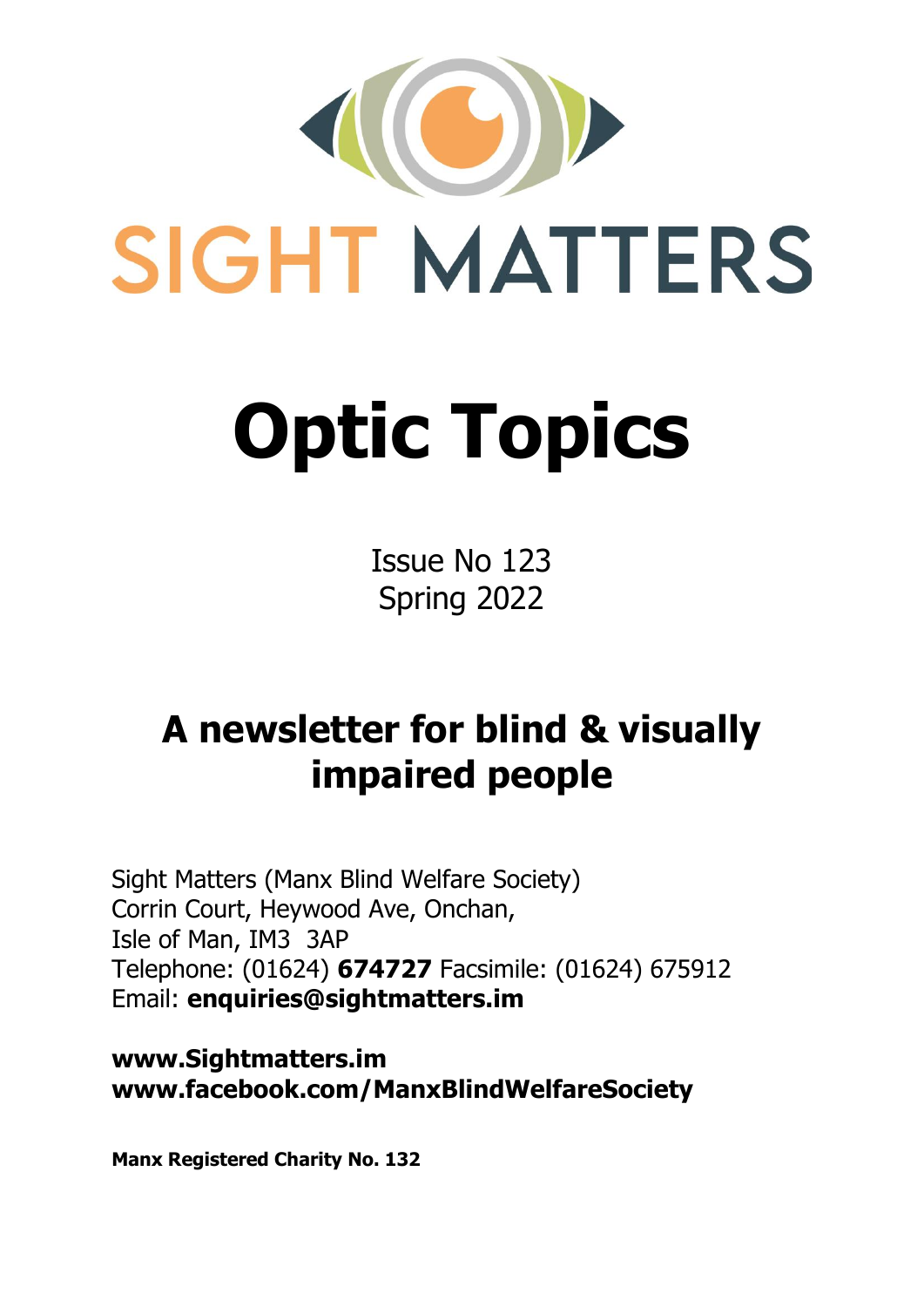# SIGHT MATTERS

# Optic Topics

Issue No 123
Spring 2022

## A newsletter for blind & visually impaired people

Sight Matters (Manx Blind Welfare Society)
Corrin Court, Heywood Ave, Onchan,
Isle of Man, IM3 3AP
Telephone: (01624) **674727** Facsimile: (01624) 675912
Email: **enquiries@sightmatters.im**

**www.Sightmatters.im**
**www.facebook.com/ManxBlindWelfareSociety**

**Manx Registered Charity No. 132**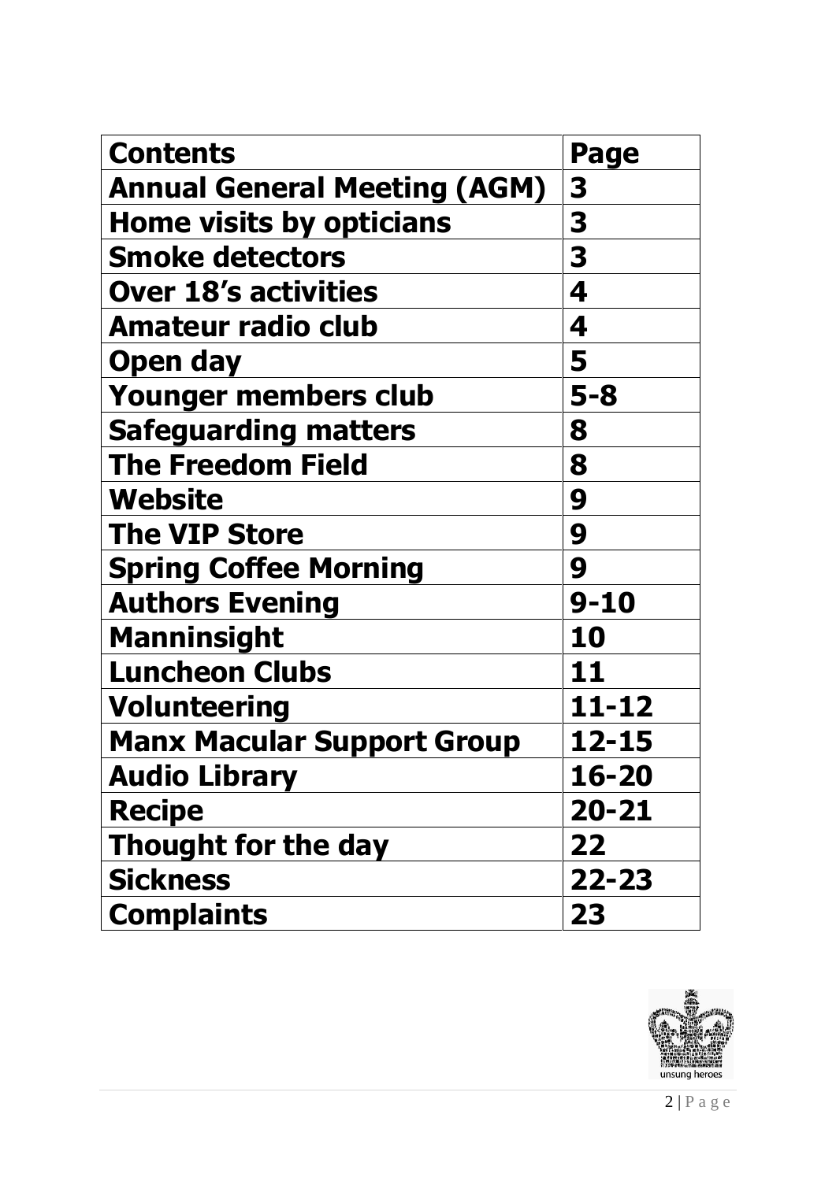| Contents | Page |
| --- | --- |
| Annual General Meeting (AGM) | 3 |
| Home visits by opticians | 3 |
| Smoke detectors | 3 |
| Over 18's activities | 4 |
| Amateur radio club | 4 |
| Open day | 5 |
| Younger members club | 5-8 |
| Safeguarding matters | 8 |
| The Freedom Field | 8 |
| Website | 9 |
| The VIP Store | 9 |
| Spring Coffee Morning | 9 |
| Authors Evening | 9-10 |
| Manninsight | 10 |
| Luncheon Clubs | 11 |
| Volunteering | 11-12 |
| Manx Macular Support Group | 12-15 |
| Audio Library | 16-20 |
| Recipe | 20-21 |
| Thought for the day | 22 |
| Sickness | 22-23 |
| Complaints | 23 |

unsung heroes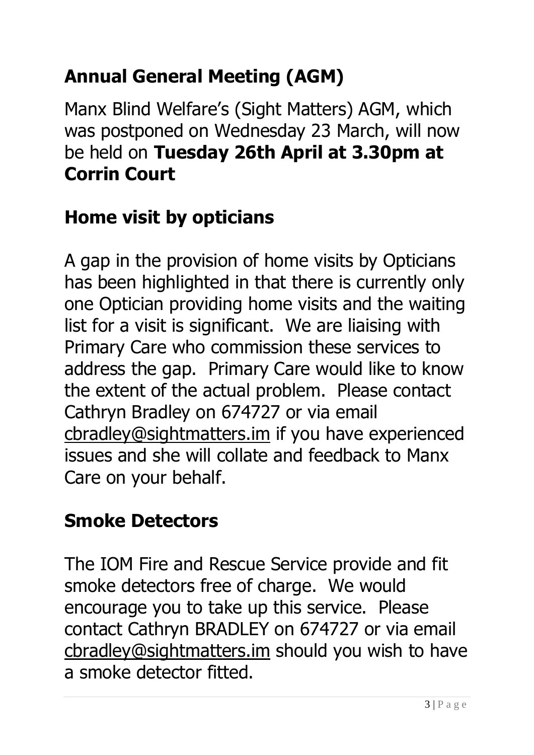## Annual General Meeting (AGM)

Manx Blind Welfare's (Sight Matters) AGM, which was postponed on Wednesday 23 March, will now be held on **Tuesday 26th April at 3.30pm at Corrin Court**

## Home visit by opticians

A gap in the provision of home visits by Opticians has been highlighted in that there is currently only one Optician providing home visits and the waiting list for a visit is significant. We are liaising with Primary Care who commission these services to address the gap. Primary Care would like to know the extent of the actual problem. Please contact Cathryn Bradley on 674727 or via email cbradley@sightmatters.im if you have experienced issues and she will collate and feedback to Manx Care on your behalf.

## Smoke Detectors

The IOM Fire and Rescue Service provide and fit smoke detectors free of charge. We would encourage you to take up this service. Please contact Cathryn BRADLEY on 674727 or via email cbradley@sightmatters.im should you wish to have a smoke detector fitted.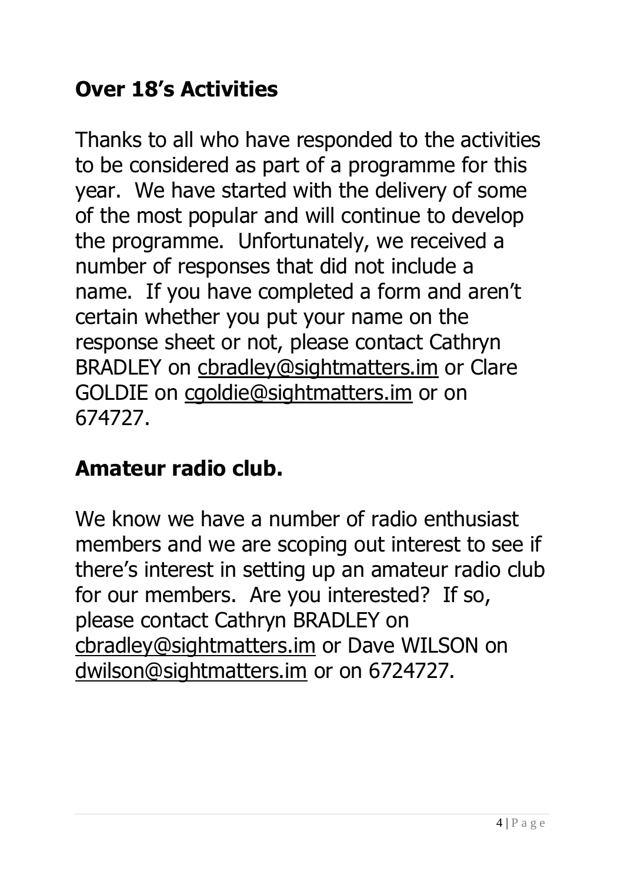## Over 18's Activities

Thanks to all who have responded to the activities to be considered as part of a programme for this year. We have started with the delivery of some of the most popular and will continue to develop the programme. Unfortunately, we received a number of responses that did not include a name. If you have completed a form and aren't certain whether you put your name on the response sheet or not, please contact Cathryn BRADLEY on cbradley@sightmatters.im or Clare GOLDIE on cgoldie@sightmatters.im or on 674727.

## Amateur radio club.

We know we have a number of radio enthusiast members and we are scoping out interest to see if there's interest in setting up an amateur radio club for our members. Are you interested? If so, please contact Cathryn BRADLEY on cbradley@sightmatters.im or Dave WILSON on dwilson@sightmatters.im or on 6724727.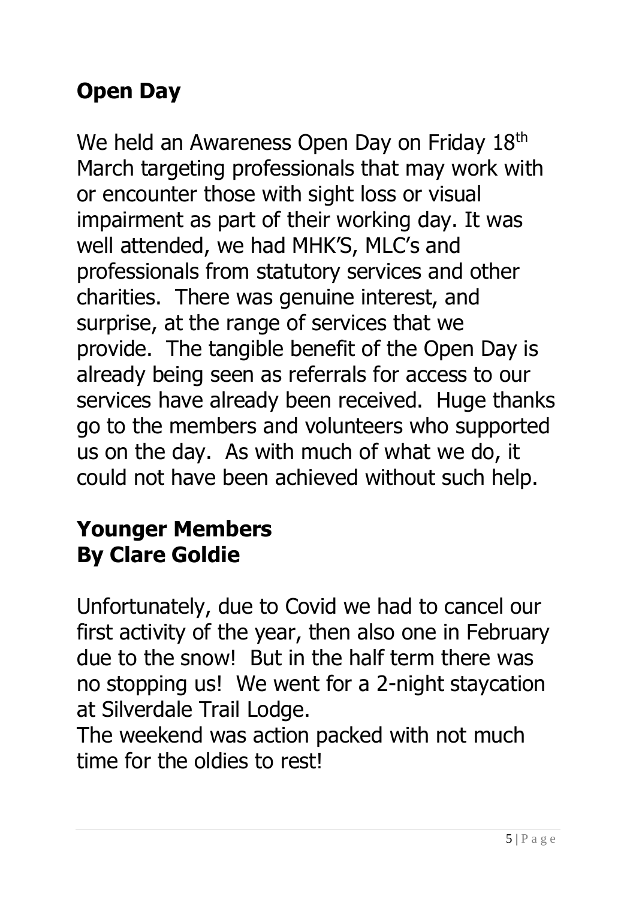## Open Day

We held an Awareness Open Day on Friday 18th March targeting professionals that may work with or encounter those with sight loss or visual impairment as part of their working day. It was well attended, we had MHK'S, MLC's and professionals from statutory services and other charities. There was genuine interest, and surprise, at the range of services that we provide. The tangible benefit of the Open Day is already being seen as referrals for access to our services have already been received. Huge thanks go to the members and volunteers who supported us on the day. As with much of what we do, it could not have been achieved without such help.

## Younger Members
## By Clare Goldie

Unfortunately, due to Covid we had to cancel our first activity of the year, then also one in February due to the snow! But in the half term there was no stopping us! We went for a 2-night staycation at Silverdale Trail Lodge.

The weekend was action packed with not much time for the oldies to rest!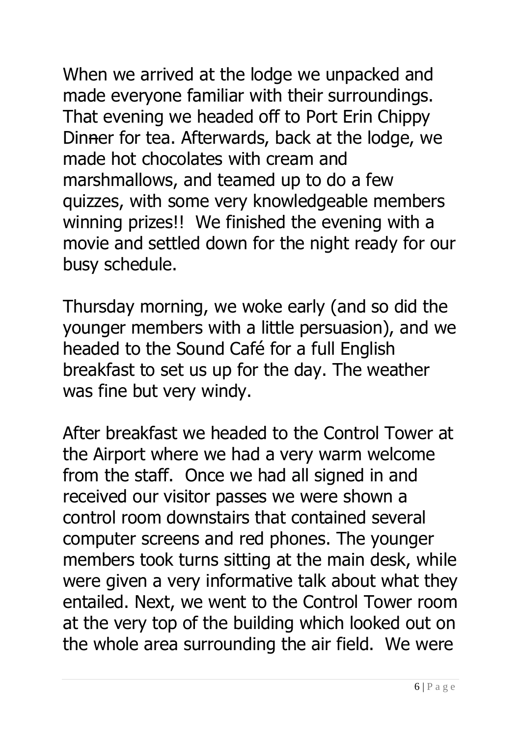When we arrived at the lodge we unpacked and made everyone familiar with their surroundings. That evening we headed off to Port Erin Chippy Dinner for tea. Afterwards, back at the lodge, we made hot chocolates with cream and marshmallows, and teamed up to do a few quizzes, with some very knowledgeable members winning prizes!! We finished the evening with a movie and settled down for the night ready for our busy schedule.

Thursday morning, we woke early (and so did the younger members with a little persuasion), and we headed to the Sound Café for a full English breakfast to set us up for the day. The weather was fine but very windy.

After breakfast we headed to the Control Tower at the Airport where we had a very warm welcome from the staff. Once we had all signed in and received our visitor passes we were shown a control room downstairs that contained several computer screens and red phones. The younger members took turns sitting at the main desk, while were given a very informative talk about what they entailed. Next, we went to the Control Tower room at the very top of the building which looked out on the whole area surrounding the air field. We were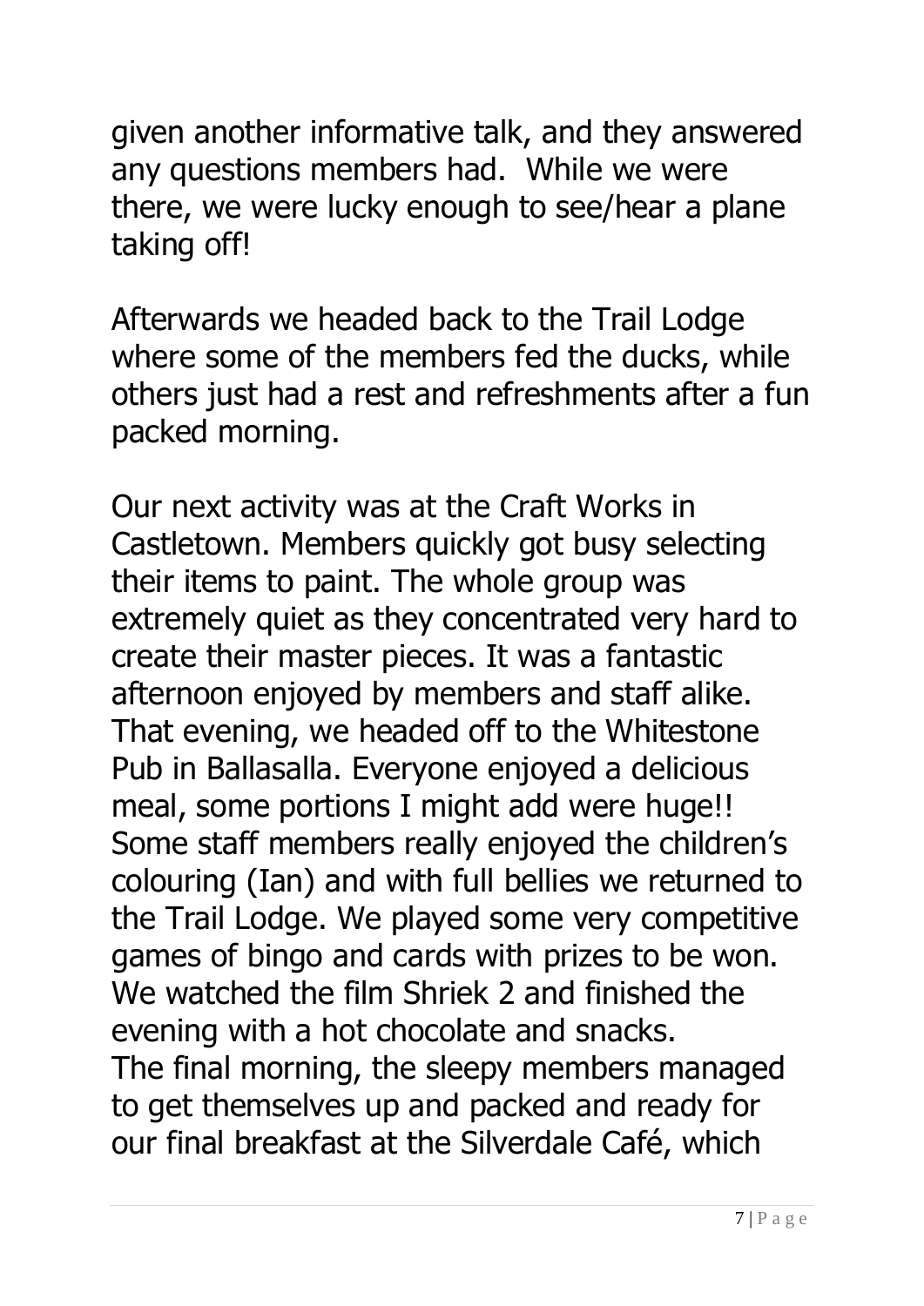given another informative talk, and they answered any questions members had. While we were there, we were lucky enough to see/hear a plane taking off!

Afterwards we headed back to the Trail Lodge where some of the members fed the ducks, while others just had a rest and refreshments after a fun packed morning.

Our next activity was at the Craft Works in Castletown. Members quickly got busy selecting their items to paint. The whole group was extremely quiet as they concentrated very hard to create their master pieces. It was a fantastic afternoon enjoyed by members and staff alike. That evening, we headed off to the Whitestone Pub in Ballasalla. Everyone enjoyed a delicious meal, some portions I might add were huge!! Some staff members really enjoyed the children's colouring (Ian) and with full bellies we returned to the Trail Lodge. We played some very competitive games of bingo and cards with prizes to be won. We watched the film Shriek 2 and finished the evening with a hot chocolate and snacks.
The final morning, the sleepy members managed to get themselves up and packed and ready for our final breakfast at the Silverdale Café, which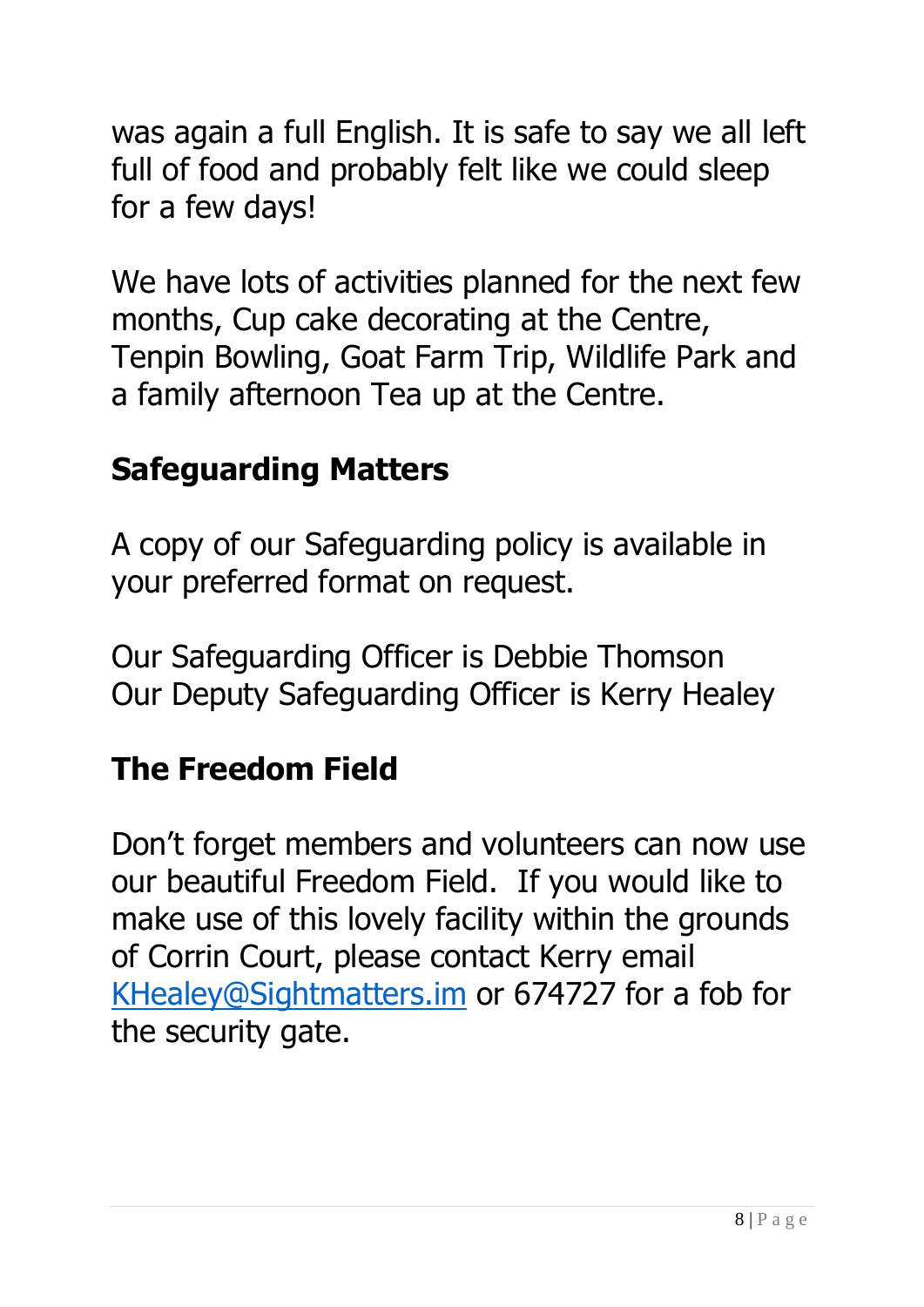was again a full English. It is safe to say we all left full of food and probably felt like we could sleep for a few days!

We have lots of activities planned for the next few months, Cup cake decorating at the Centre, Tenpin Bowling, Goat Farm Trip, Wildlife Park and a family afternoon Tea up at the Centre.

## Safeguarding Matters

A copy of our Safeguarding policy is available in your preferred format on request.

Our Safeguarding Officer is Debbie Thomson
Our Deputy Safeguarding Officer is Kerry Healey

## The Freedom Field

Don't forget members and volunteers can now use our beautiful Freedom Field. If you would like to make use of this lovely facility within the grounds of Corrin Court, please contact Kerry email [KHealey@Sightmatters.im](mailto:KHealey@Sightmatters.im) or 674727 for a fob for the security gate.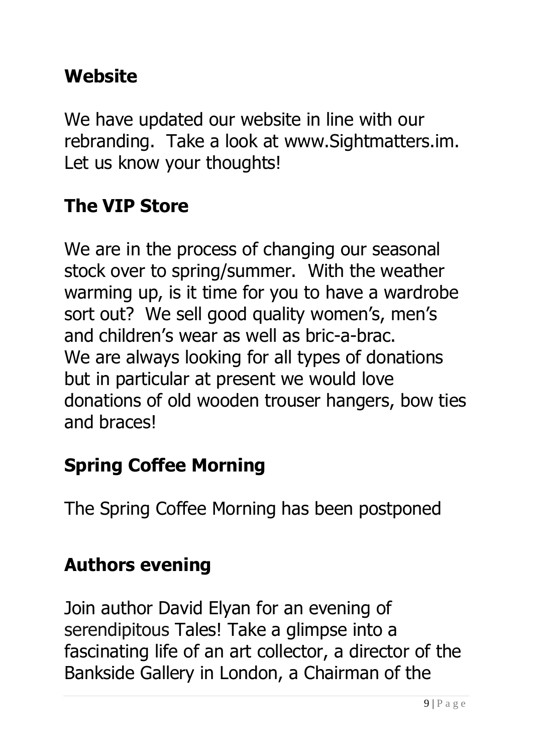## Website

We have updated our website in line with our rebranding. Take a look at www.Sightmatters.im. Let us know your thoughts!

## The VIP Store

We are in the process of changing our seasonal stock over to spring/summer. With the weather warming up, is it time for you to have a wardrobe sort out? We sell good quality women's, men's and children's wear as well as bric-a-brac.
We are always looking for all types of donations but in particular at present we would love donations of old wooden trouser hangers, bow ties and braces!

## Spring Coffee Morning

The Spring Coffee Morning has been postponed

## Authors evening

Join author David Elyan for an evening of serendipitous Tales! Take a glimpse into a fascinating life of an art collector, a director of the Bankside Gallery in London, a Chairman of the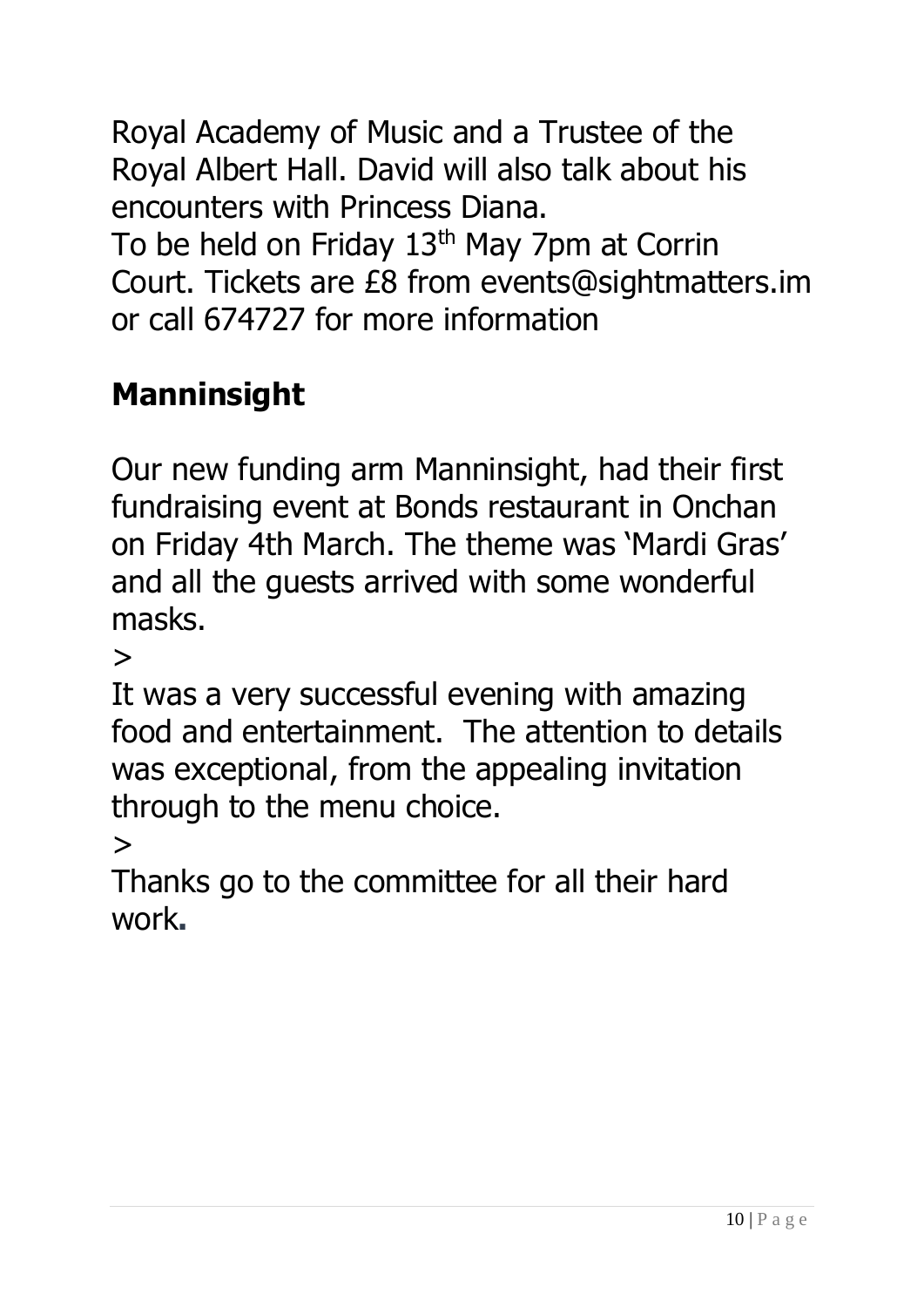Royal Academy of Music and a Trustee of the Royal Albert Hall. David will also talk about his encounters with Princess Diana.
To be held on Friday 13th May 7pm at Corrin Court. Tickets are £8 from events@sightmatters.im or call 674727 for more information

## Manninsight

Our new funding arm Manninsight, had their first fundraising event at Bonds restaurant in Onchan on Friday 4th March. The theme was 'Mardi Gras' and all the guests arrived with some wonderful masks.

>

It was a very successful evening with amazing food and entertainment. The attention to details was exceptional, from the appealing invitation through to the menu choice.

>

Thanks go to the committee for all their hard work.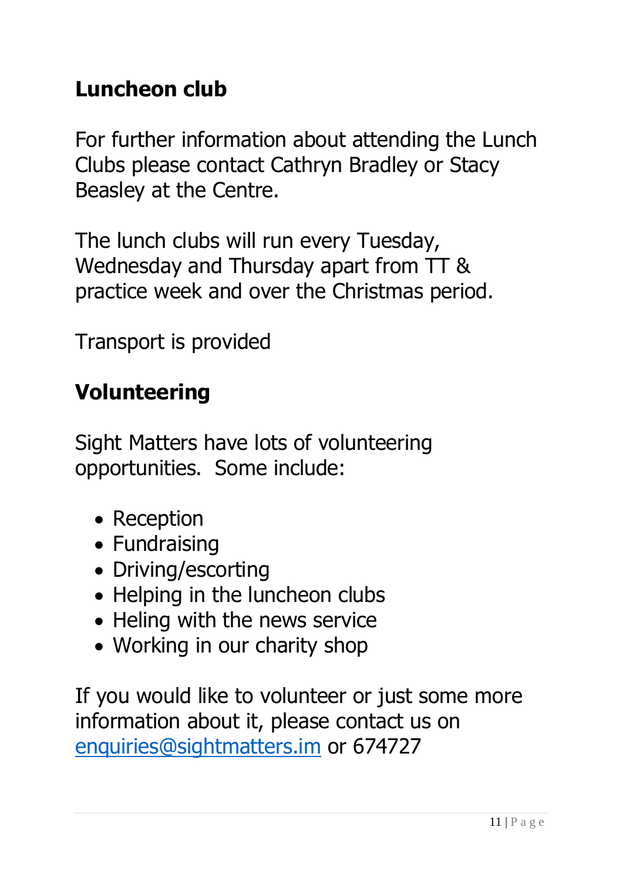## Luncheon club

For further information about attending the Lunch Clubs please contact Cathryn Bradley or Stacy Beasley at the Centre.

The lunch clubs will run every Tuesday, Wednesday and Thursday apart from TT & practice week and over the Christmas period.

Transport is provided

## Volunteering

Sight Matters have lots of volunteering opportunities.  Some include:

- Reception
- Fundraising
- Driving/escorting
- Helping in the luncheon clubs
- Heling with the news service
- Working in our charity shop

If you would like to volunteer or just some more information about it, please contact us on enquiries@sightmatters.im or 674727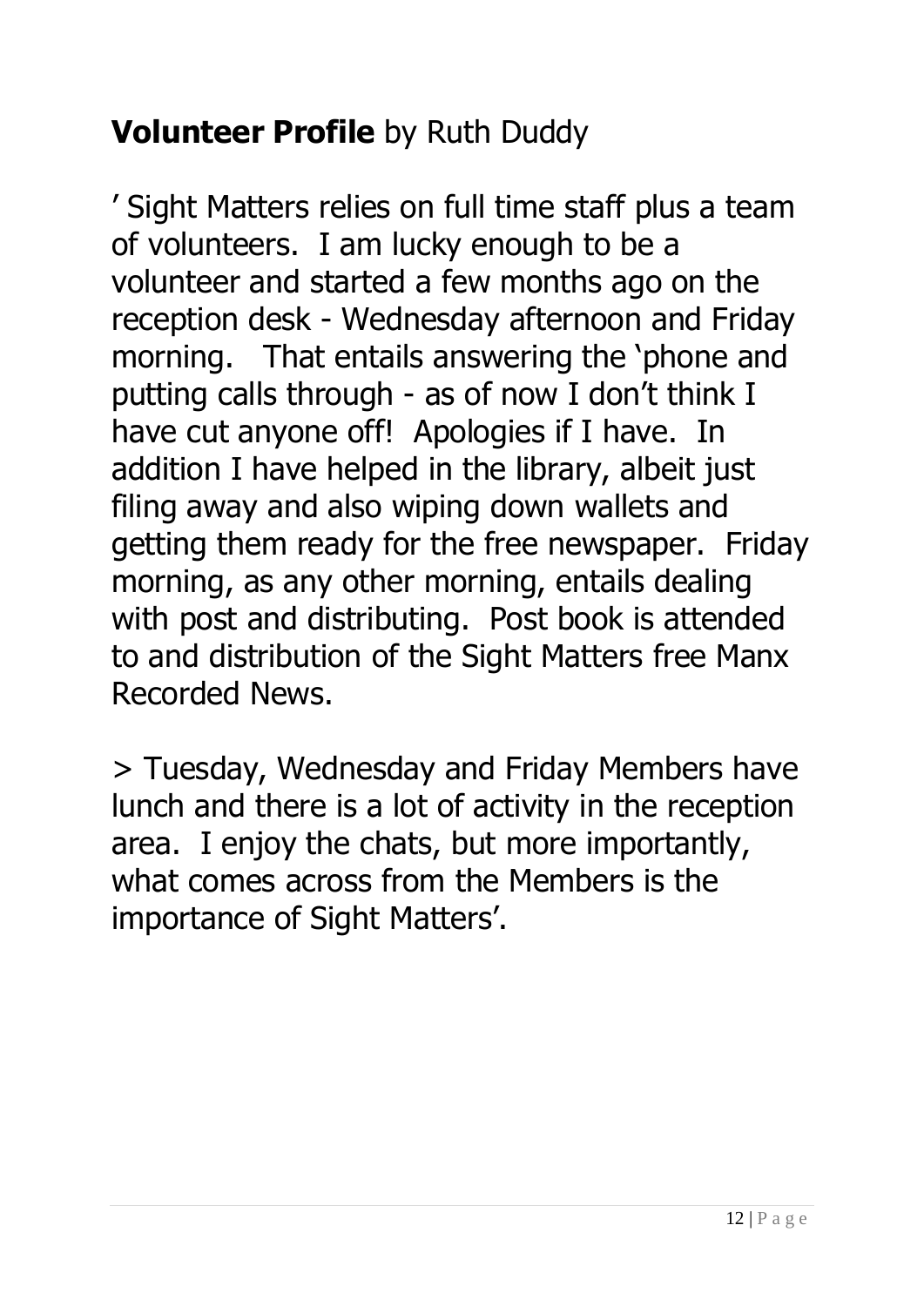## **Volunteer Profile** by Ruth Duddy

' Sight Matters relies on full time staff plus a team of volunteers. I am lucky enough to be a volunteer and started a few months ago on the reception desk - Wednesday afternoon and Friday morning. That entails answering the 'phone and putting calls through - as of now I don't think I have cut anyone off! Apologies if I have. In addition I have helped in the library, albeit just filing away and also wiping down wallets and getting them ready for the free newspaper. Friday morning, as any other morning, entails dealing with post and distributing. Post book is attended to and distribution of the Sight Matters free Manx Recorded News.

> Tuesday, Wednesday and Friday Members have lunch and there is a lot of activity in the reception area. I enjoy the chats, but more importantly, what comes across from the Members is the importance of Sight Matters'.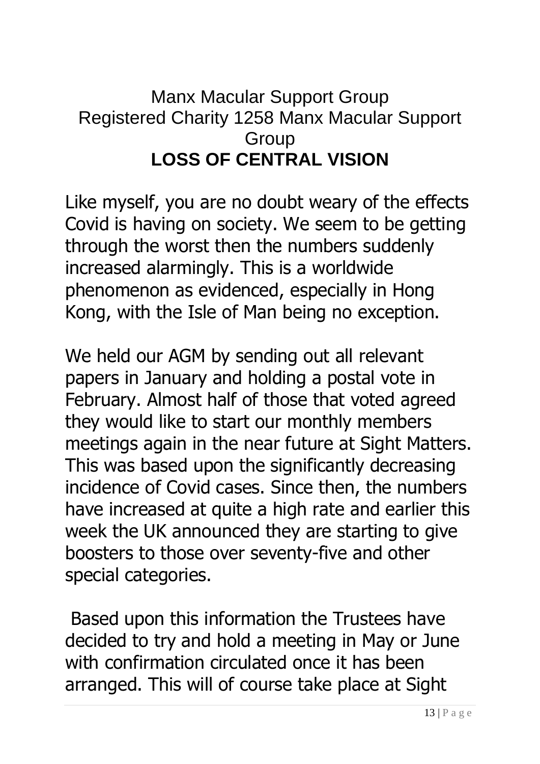Manx Macular Support Group

Registered Charity 1258 Manx Macular Support Group

## LOSS OF CENTRAL VISION

Like myself, you are no doubt weary of the effects Covid is having on society. We seem to be getting through the worst then the numbers suddenly increased alarmingly. This is a worldwide phenomenon as evidenced, especially in Hong Kong, with the Isle of Man being no exception.

We held our AGM by sending out all relevant papers in January and holding a postal vote in February. Almost half of those that voted agreed they would like to start our monthly members meetings again in the near future at Sight Matters. This was based upon the significantly decreasing incidence of Covid cases. Since then, the numbers have increased at quite a high rate and earlier this week the UK announced they are starting to give boosters to those over seventy-five and other special categories.

Based upon this information the Trustees have decided to try and hold a meeting in May or June with confirmation circulated once it has been arranged. This will of course take place at Sight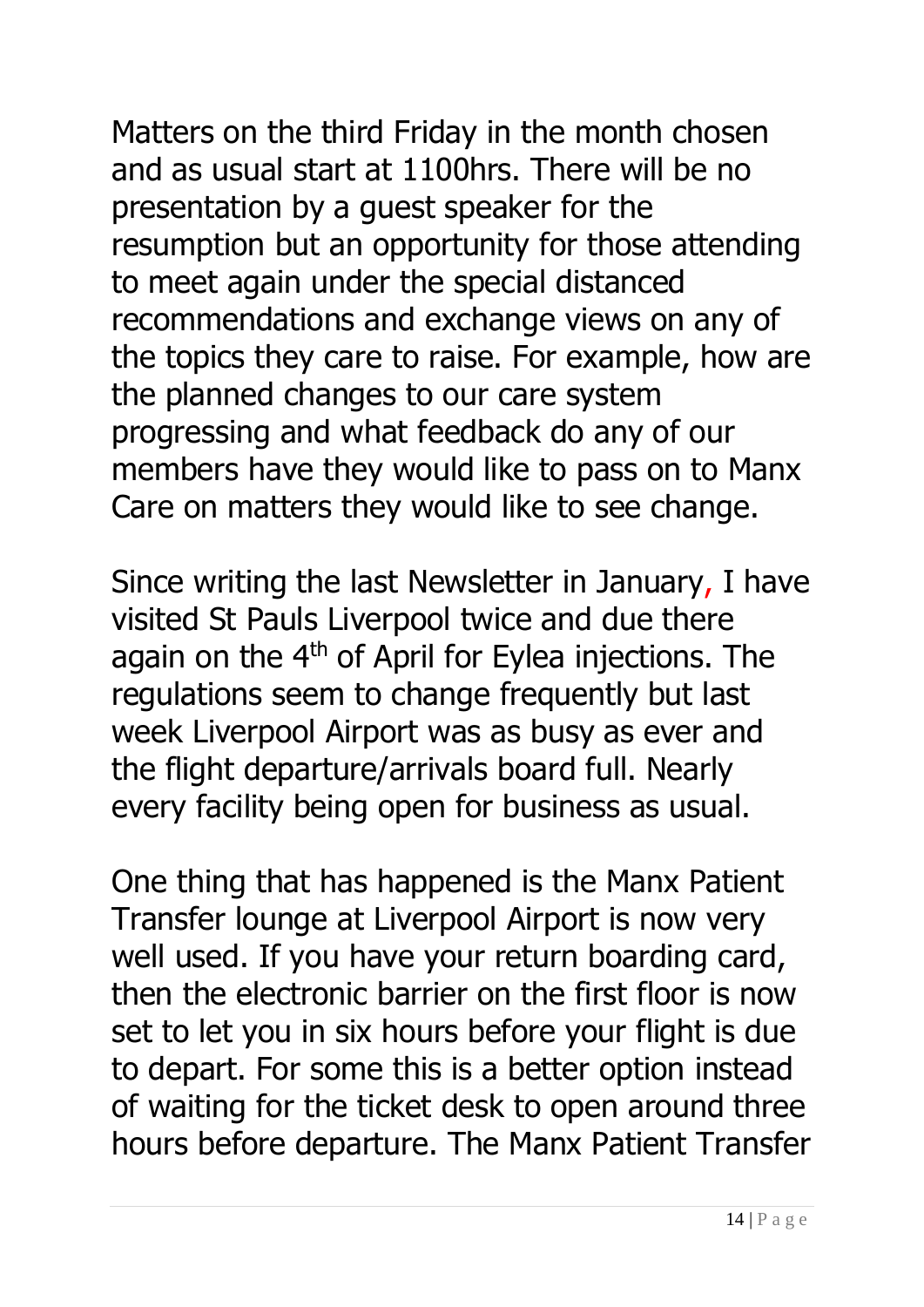Matters on the third Friday in the month chosen and as usual start at 1100hrs. There will be no presentation by a guest speaker for the resumption but an opportunity for those attending to meet again under the special distanced recommendations and exchange views on any of the topics they care to raise. For example, how are the planned changes to our care system progressing and what feedback do any of our members have they would like to pass on to Manx Care on matters they would like to see change.

Since writing the last Newsletter in January, I have visited St Pauls Liverpool twice and due there again on the 4th of April for Eylea injections. The regulations seem to change frequently but last week Liverpool Airport was as busy as ever and the flight departure/arrivals board full. Nearly every facility being open for business as usual.

One thing that has happened is the Manx Patient Transfer lounge at Liverpool Airport is now very well used. If you have your return boarding card, then the electronic barrier on the first floor is now set to let you in six hours before your flight is due to depart. For some this is a better option instead of waiting for the ticket desk to open around three hours before departure. The Manx Patient Transfer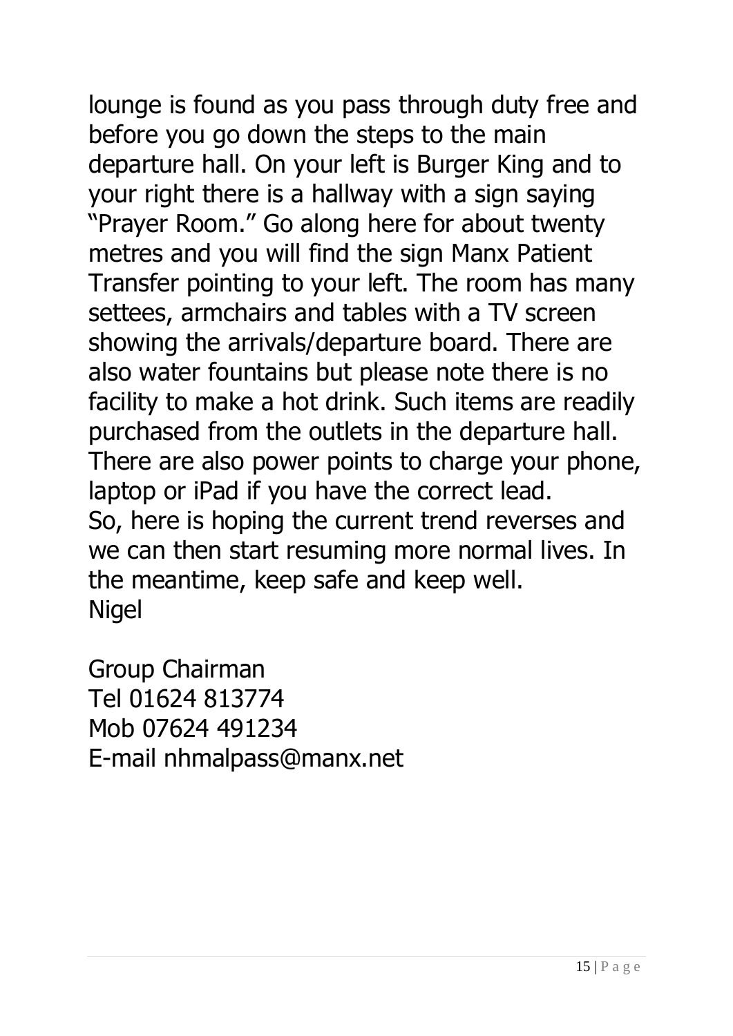lounge is found as you pass through duty free and before you go down the steps to the main departure hall. On your left is Burger King and to your right there is a hallway with a sign saying "Prayer Room." Go along here for about twenty metres and you will find the sign Manx Patient Transfer pointing to your left. The room has many settees, armchairs and tables with a TV screen showing the arrivals/departure board. There are also water fountains but please note there is no facility to make a hot drink. Such items are readily purchased from the outlets in the departure hall. There are also power points to charge your phone, laptop or iPad if you have the correct lead.
So, here is hoping the current trend reverses and we can then start resuming more normal lives. In the meantime, keep safe and keep well.
Nigel

Group Chairman
Tel 01624 813774
Mob 07624 491234
E-mail nhmalpass@manx.net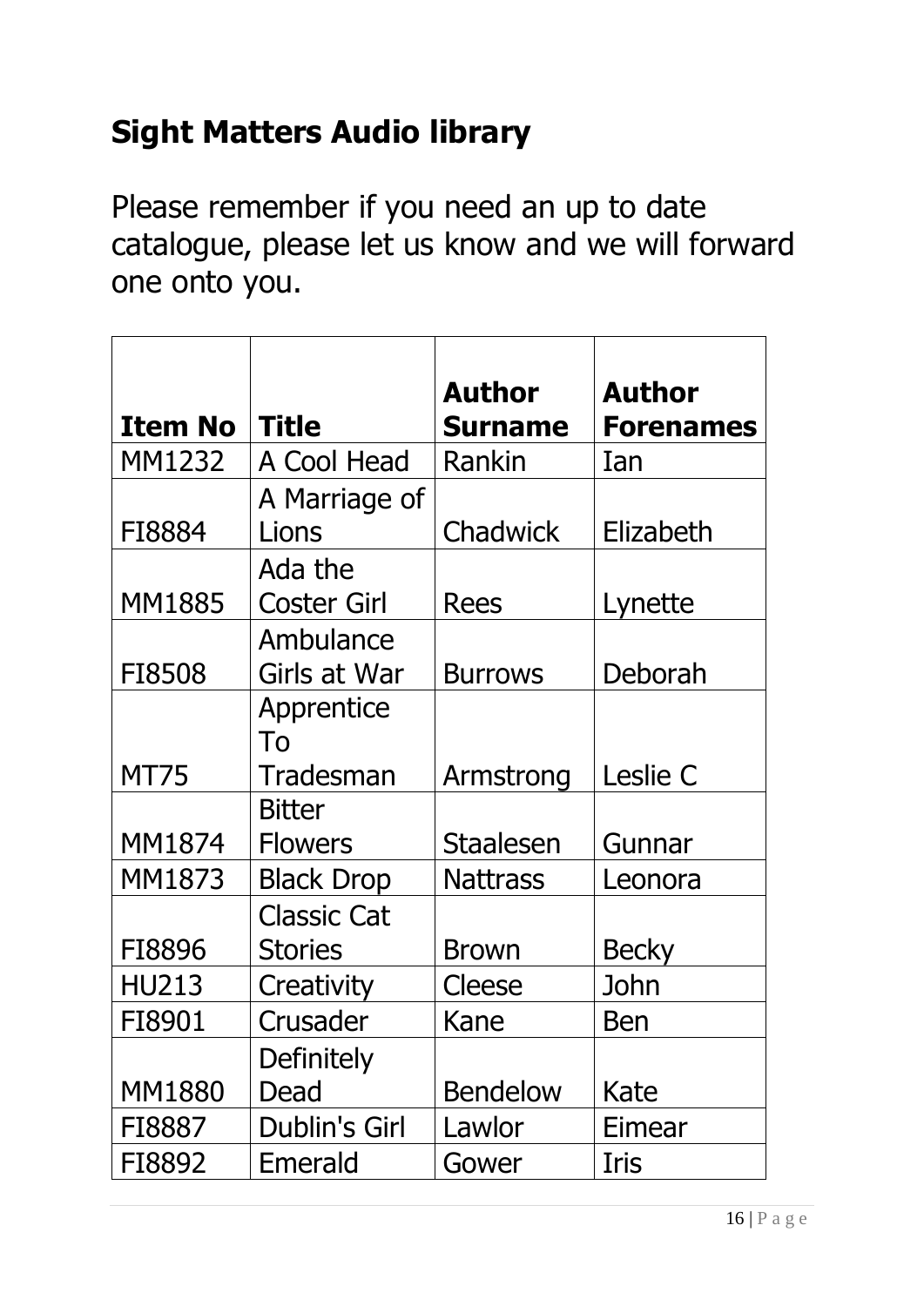## Sight Matters Audio library

Please remember if you need an up to date catalogue, please let us know and we will forward one onto you.

| Item No | Title | Author Surname | Author Forenames |
|---|---|---|---|
| MM1232 | A Cool Head | Rankin | Ian |
| FI8884 | A Marriage of Lions | Chadwick | Elizabeth |
| MM1885 | Ada the Coster Girl | Rees | Lynette |
| FI8508 | Ambulance Girls at War | Burrows | Deborah |
| MT75 | Apprentice To Tradesman | Armstrong | Leslie C |
| MM1874 | Bitter Flowers | Staalesen | Gunnar |
| MM1873 | Black Drop | Nattrass | Leonora |
| FI8896 | Classic Cat Stories | Brown | Becky |
| HU213 | Creativity | Cleese | John |
| FI8901 | Crusader | Kane | Ben |
| MM1880 | Definitely Dead | Bendelow | Kate |
| FI8887 | Dublin's Girl | Lawlor | Eimear |
| FI8892 | Emerald | Gower | Iris |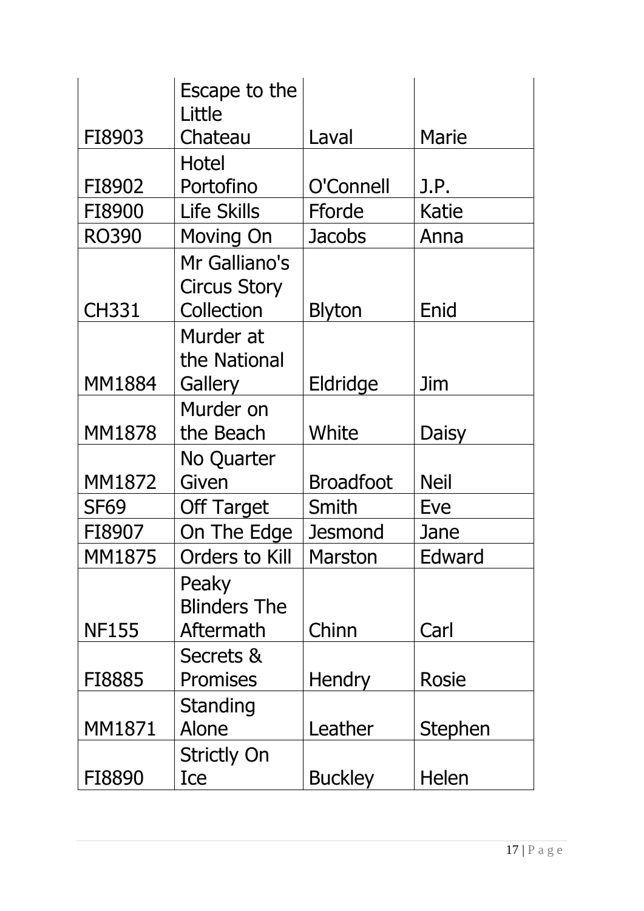| | | | |
|---|---|---|---|
| FI8903 | Escape to the Little Chateau | Laval | Marie |
| FI8902 | Hotel Portofino | O'Connell | J.P. |
| FI8900 | Life Skills | Fforde | Katie |
| RO390 | Moving On | Jacobs | Anna |
| CH331 | Mr Galliano's Circus Story Collection | Blyton | Enid |
| MM1884 | Murder at the National Gallery | Eldridge | Jim |
| MM1878 | Murder on the Beach | White | Daisy |
| MM1872 | No Quarter Given | Broadfoot | Neil |
| SF69 | Off Target | Smith | Eve |
| FI8907 | On The Edge | Jesmond | Jane |
| MM1875 | Orders to Kill | Marston | Edward |
| NF155 | Peaky Blinders The Aftermath | Chinn | Carl |
| FI8885 | Secrets & Promises | Hendry | Rosie |
| MM1871 | Standing Alone | Leather | Stephen |
| FI8890 | Strictly On Ice | Buckley | Helen |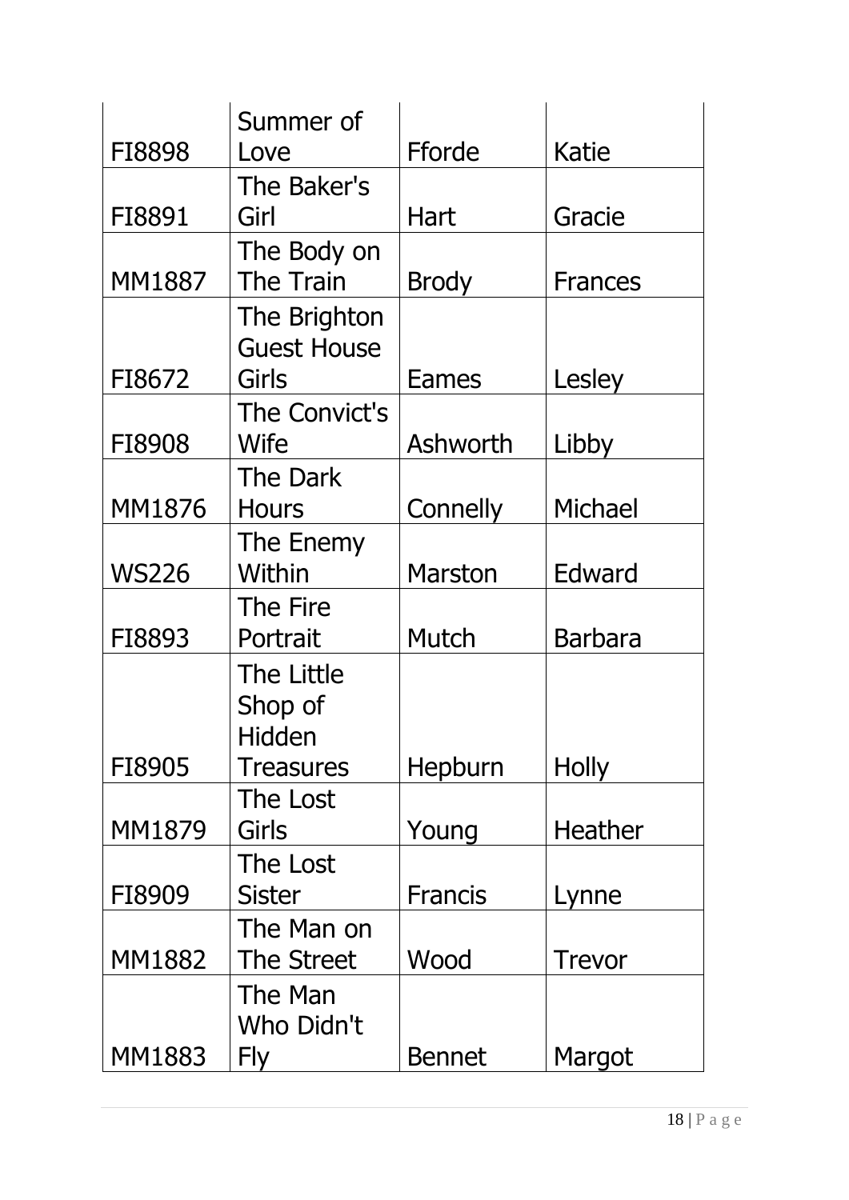| | | | |
|---|---|---|---|
| FI8898 | Summer of Love | Fforde | Katie |
| FI8891 | The Baker's Girl | Hart | Gracie |
| MM1887 | The Body on The Train | Brody | Frances |
| FI8672 | The Brighton Guest House Girls | Eames | Lesley |
| FI8908 | The Convict's Wife | Ashworth | Libby |
| MM1876 | The Dark Hours | Connelly | Michael |
| WS226 | The Enemy Within | Marston | Edward |
| FI8893 | The Fire Portrait | Mutch | Barbara |
| FI8905 | The Little Shop of Hidden Treasures | Hepburn | Holly |
| MM1879 | The Lost Girls | Young | Heather |
| FI8909 | The Lost Sister | Francis | Lynne |
| MM1882 | The Man on The Street | Wood | Trevor |
| MM1883 | The Man Who Didn't Fly | Bennet | Margot |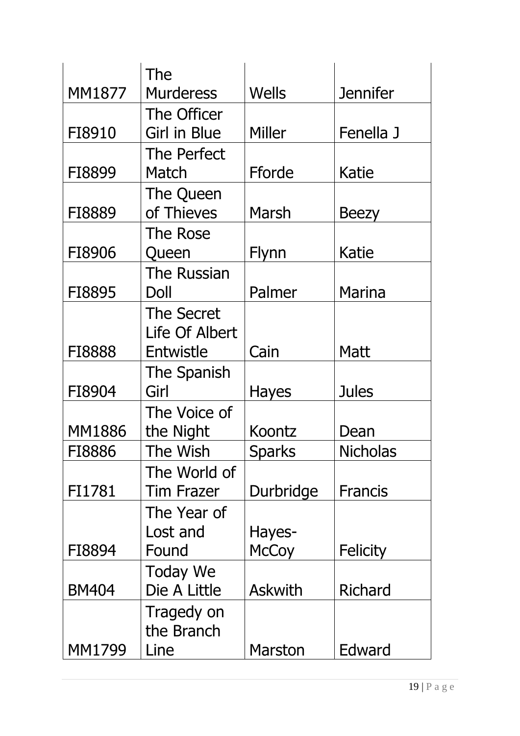| MM1877 | The Murderess | Wells | Jennifer |
|---|---|---|---|
| FI8910 | The Officer Girl in Blue | Miller | Fenella J |
| FI8899 | The Perfect Match | Fforde | Katie |
| FI8889 | The Queen of Thieves | Marsh | Beezy |
| FI8906 | The Rose Queen | Flynn | Katie |
| FI8895 | The Russian Doll | Palmer | Marina |
| FI8888 | The Secret Life Of Albert Entwistle | Cain | Matt |
| FI8904 | The Spanish Girl | Hayes | Jules |
| MM1886 | The Voice of the Night | Koontz | Dean |
| FI8886 | The Wish | Sparks | Nicholas |
| FI1781 | The World of Tim Frazer | Durbridge | Francis |
| FI8894 | The Year of Lost and Found | Hayes-McCoy | Felicity |
| BM404 | Today We Die A Little | Askwith | Richard |
| MM1799 | Tragedy on the Branch Line | Marston | Edward |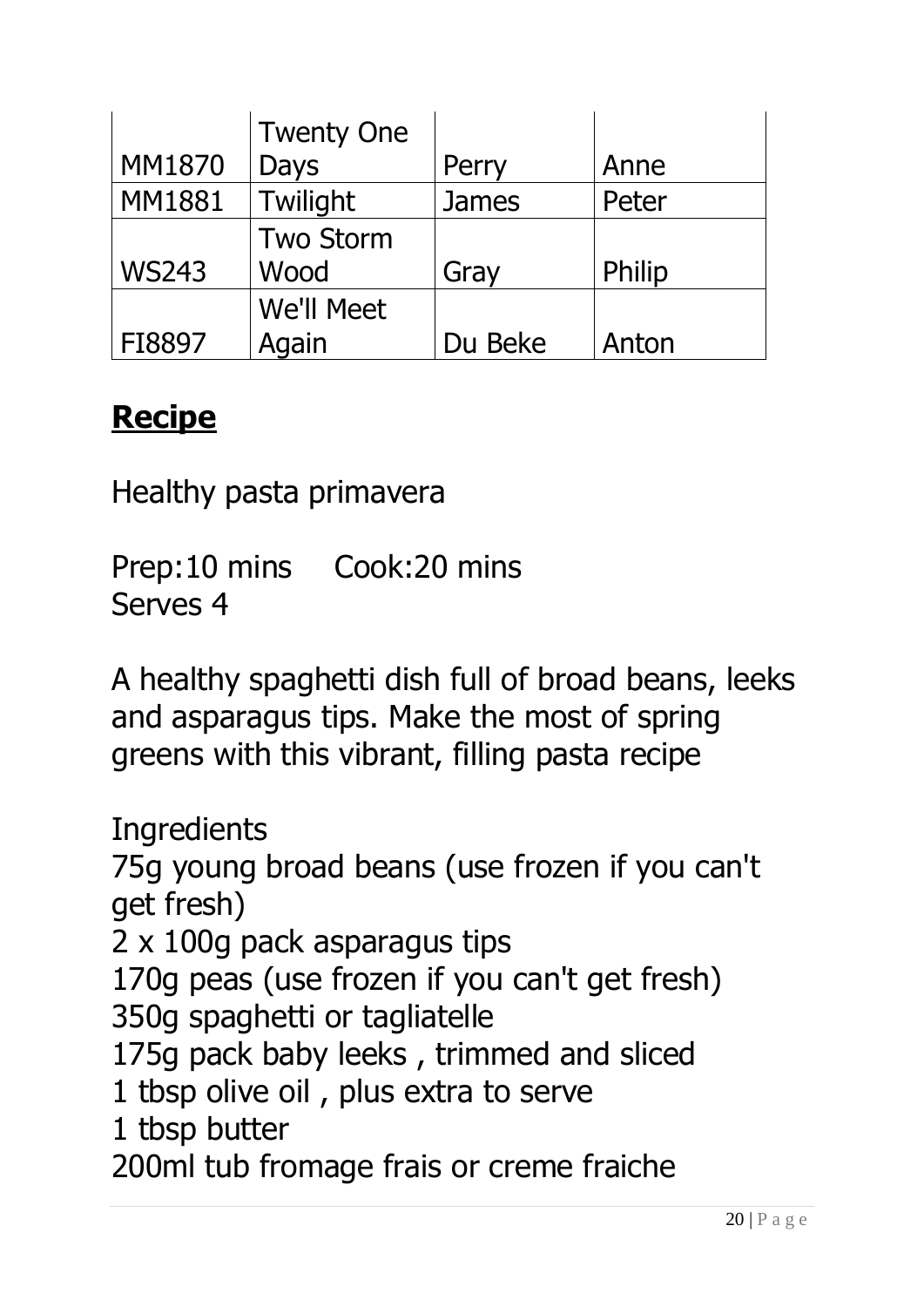| | | | |
|---|---|---|---|
| MM1870 | Twenty One Days | Perry | Anne |
| MM1881 | Twilight | James | Peter |
| WS243 | Two Storm Wood | Gray | Philip |
| FI8897 | We'll Meet Again | Du Beke | Anton |

## **Recipe**

Healthy pasta primavera

Prep:10 mins Cook:20 mins
Serves 4

A healthy spaghetti dish full of broad beans, leeks and asparagus tips. Make the most of spring greens with this vibrant, filling pasta recipe

Ingredients
75g young broad beans (use frozen if you can't get fresh)
2 x 100g pack asparagus tips
170g peas (use frozen if you can't get fresh)
350g spaghetti or tagliatelle
175g pack baby leeks , trimmed and sliced
1 tbsp olive oil , plus extra to serve
1 tbsp butter
200ml tub fromage frais or creme fraiche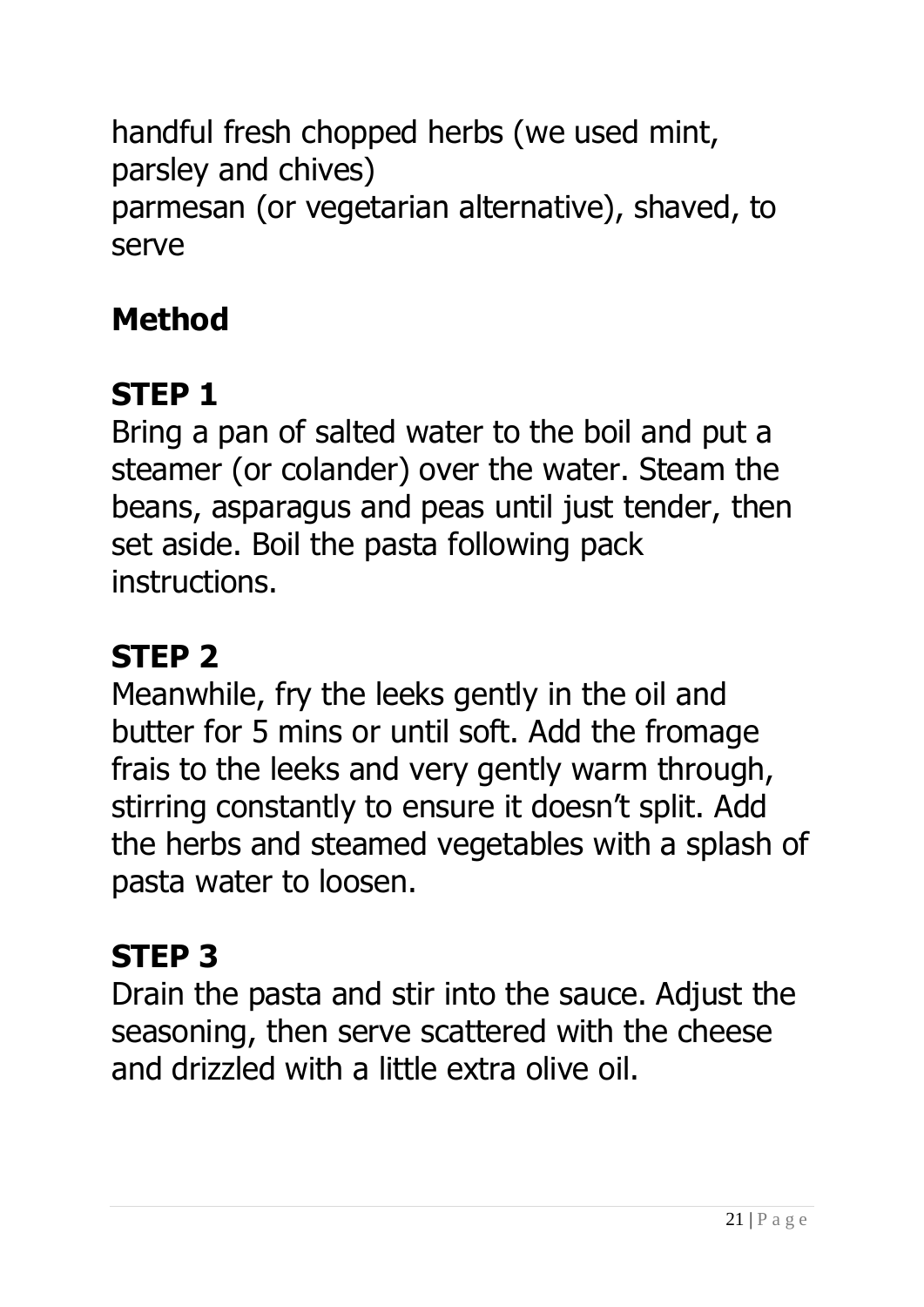handful fresh chopped herbs (we used mint, parsley and chives)
parmesan (or vegetarian alternative), shaved, to serve

## Method

### STEP 1

Bring a pan of salted water to the boil and put a steamer (or colander) over the water. Steam the beans, asparagus and peas until just tender, then set aside. Boil the pasta following pack instructions.

### STEP 2

Meanwhile, fry the leeks gently in the oil and butter for 5 mins or until soft. Add the fromage frais to the leeks and very gently warm through, stirring constantly to ensure it doesn't split. Add the herbs and steamed vegetables with a splash of pasta water to loosen.

### STEP 3

Drain the pasta and stir into the sauce. Adjust the seasoning, then serve scattered with the cheese and drizzled with a little extra olive oil.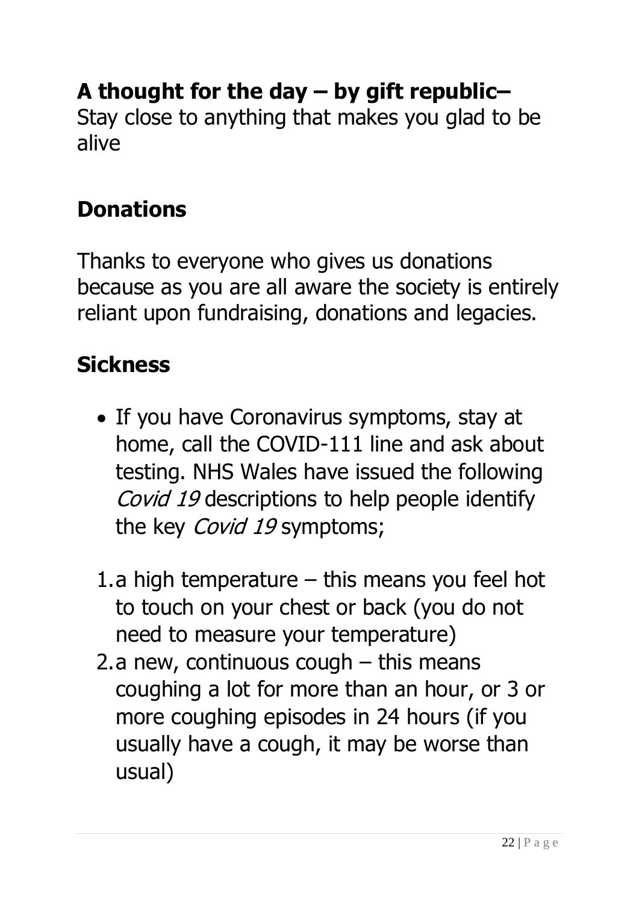**A thought for the day – by gift republic–**
Stay close to anything that makes you glad to be alive

## Donations

Thanks to everyone who gives us donations because as you are all aware the society is entirely reliant upon fundraising, donations and legacies.

## Sickness

- If you have Coronavirus symptoms, stay at home, call the COVID-111 line and ask about testing. NHS Wales have issued the following *Covid 19* descriptions to help people identify the key *Covid 19* symptoms;

1. a high temperature – this means you feel hot to touch on your chest or back (you do not need to measure your temperature)
2. a new, continuous cough – this means coughing a lot for more than an hour, or 3 or more coughing episodes in 24 hours (if you usually have a cough, it may be worse than usual)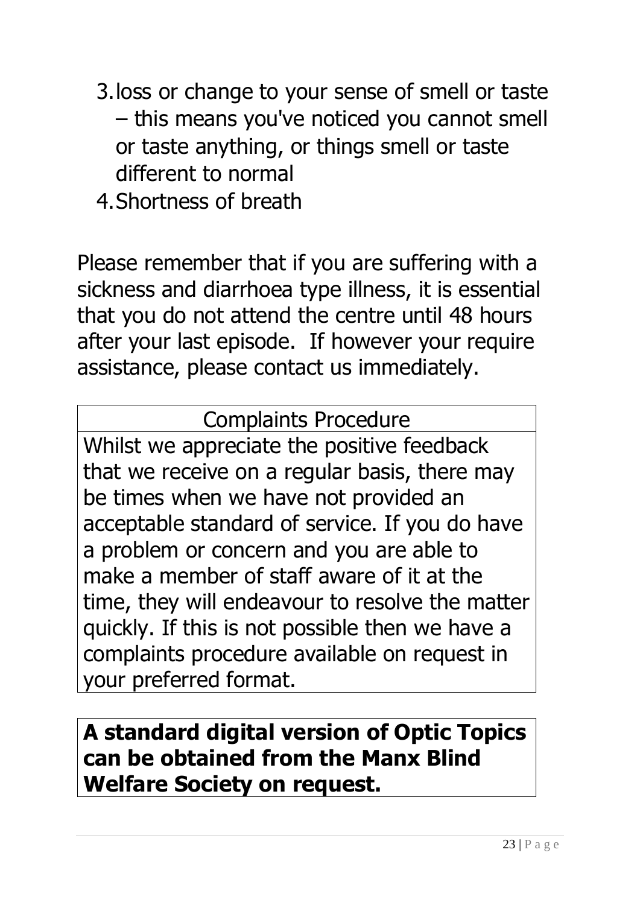3. loss or change to your sense of smell or taste – this means you've noticed you cannot smell or taste anything, or things smell or taste different to normal
4. Shortness of breath

Please remember that if you are suffering with a sickness and diarrhoea type illness, it is essential that you do not attend the centre until 48 hours after your last episode. If however your require assistance, please contact us immediately.

## Complaints Procedure

Whilst we appreciate the positive feedback that we receive on a regular basis, there may be times when we have not provided an acceptable standard of service. If you do have a problem or concern and you are able to make a member of staff aware of it at the time, they will endeavour to resolve the matter quickly. If this is not possible then we have a complaints procedure available on request in your preferred format.

**A standard digital version of Optic Topics can be obtained from the Manx Blind Welfare Society on request.**